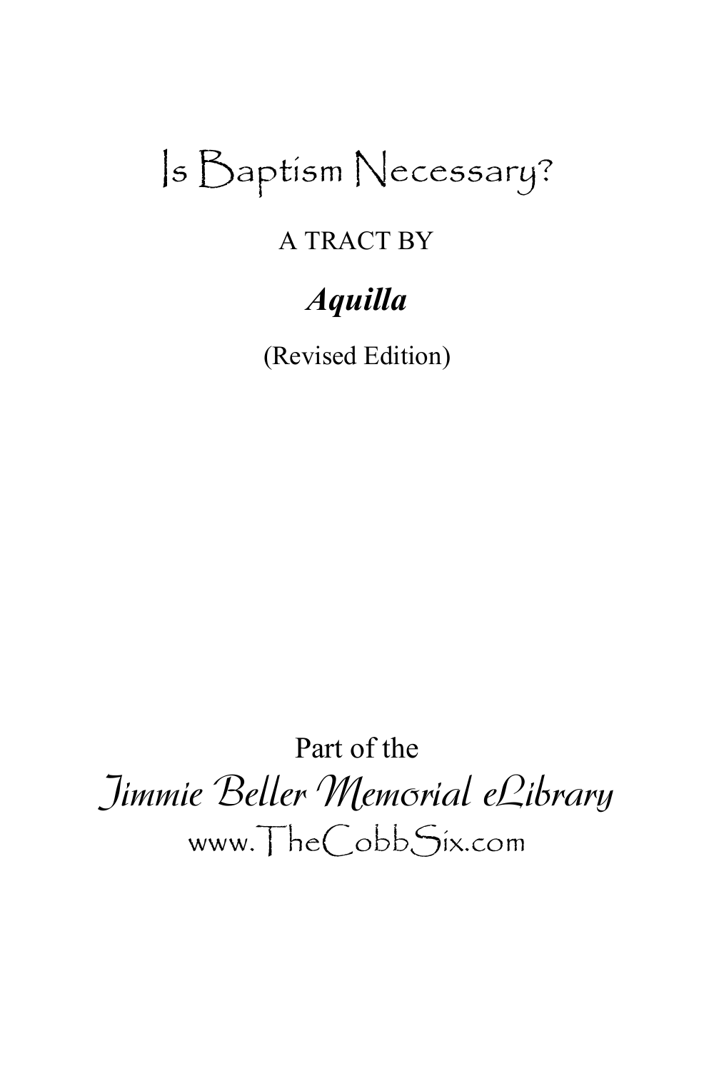# Is Baptism Necessary?

A TRACT BY

***Aquilla***

(Revised Edition)

Part of the

*Jimmie Beller Memorial eLibrary*

www.TheCobbSix.com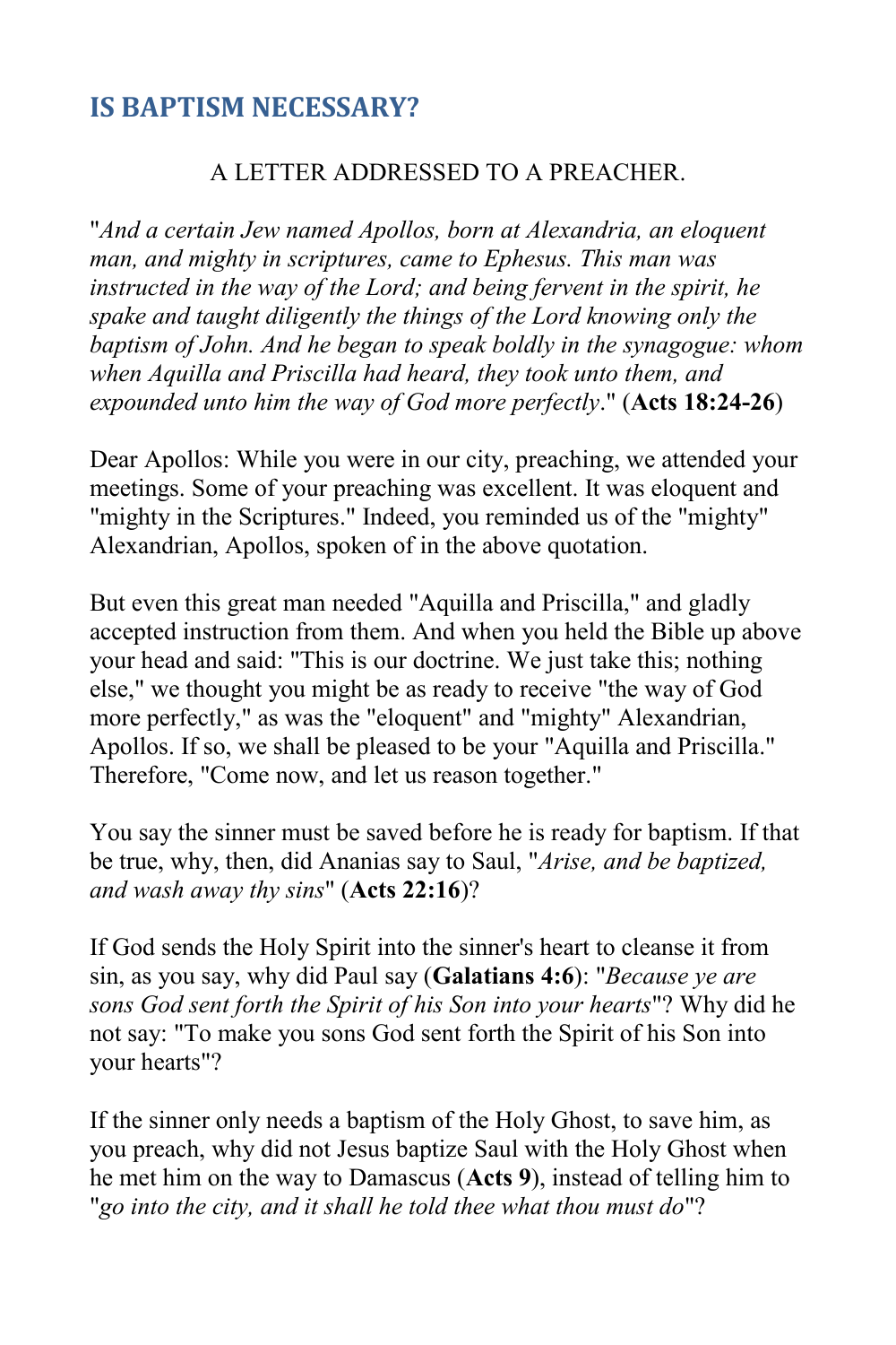## IS BAPTISM NECESSARY?

A LETTER ADDRESSED TO A PREACHER.

"*And a certain Jew named Apollos, born at Alexandria, an eloquent man, and mighty in scriptures, came to Ephesus. This man was instructed in the way of the Lord; and being fervent in the spirit, he spake and taught diligently the things of the Lord knowing only the baptism of John. And he began to speak boldly in the synagogue: whom when Aquilla and Priscilla had heard, they took unto them, and expounded unto him the way of God more perfectly*." (**Acts 18:24-26**)

Dear Apollos: While you were in our city, preaching, we attended your meetings. Some of your preaching was excellent. It was eloquent and "mighty in the Scriptures." Indeed, you reminded us of the "mighty" Alexandrian, Apollos, spoken of in the above quotation.

But even this great man needed "Aquilla and Priscilla," and gladly accepted instruction from them. And when you held the Bible up above your head and said: "This is our doctrine. We just take this; nothing else," we thought you might be as ready to receive "the way of God more perfectly," as was the "eloquent" and "mighty" Alexandrian, Apollos. If so, we shall be pleased to be your "Aquilla and Priscilla." Therefore, "Come now, and let us reason together."

You say the sinner must be saved before he is ready for baptism. If that be true, why, then, did Ananias say to Saul, "*Arise, and be baptized, and wash away thy sins*" (**Acts 22:16**)?

If God sends the Holy Spirit into the sinner's heart to cleanse it from sin, as you say, why did Paul say (**Galatians 4:6**): "*Because ye are sons God sent forth the Spirit of his Son into your hearts*"? Why did he not say: "To make you sons God sent forth the Spirit of his Son into your hearts"?

If the sinner only needs a baptism of the Holy Ghost, to save him, as you preach, why did not Jesus baptize Saul with the Holy Ghost when he met him on the way to Damascus (**Acts 9**), instead of telling him to "*go into the city, and it shall he told thee what thou must do*"?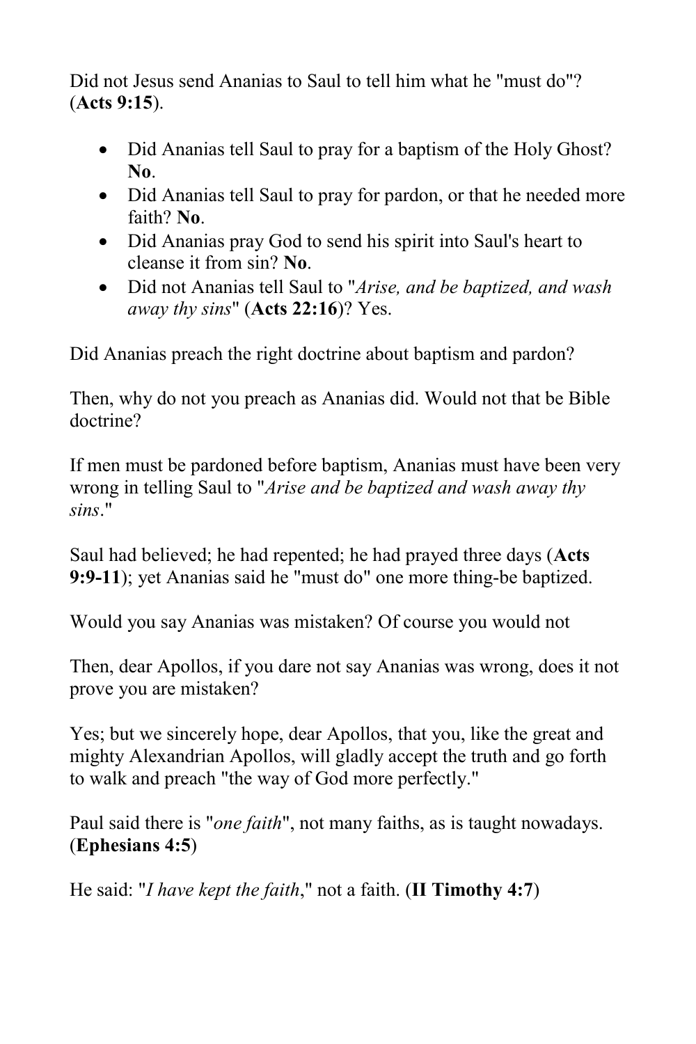Did not Jesus send Ananias to Saul to tell him what he "must do"? (**Acts 9:15**).

- Did Ananias tell Saul to pray for a baptism of the Holy Ghost? **No**.
- Did Ananias tell Saul to pray for pardon, or that he needed more faith? **No**.
- Did Ananias pray God to send his spirit into Saul's heart to cleanse it from sin? **No**.
- Did not Ananias tell Saul to "*Arise, and be baptized, and wash away thy sins*" (**Acts 22:16**)? Yes.

Did Ananias preach the right doctrine about baptism and pardon?

Then, why do not you preach as Ananias did. Would not that be Bible doctrine?

If men must be pardoned before baptism, Ananias must have been very wrong in telling Saul to "*Arise and be baptized and wash away thy sins*."

Saul had believed; he had repented; he had prayed three days (**Acts 9:9-11**); yet Ananias said he "must do" one more thing-be baptized.

Would you say Ananias was mistaken? Of course you would not

Then, dear Apollos, if you dare not say Ananias was wrong, does it not prove you are mistaken?

Yes; but we sincerely hope, dear Apollos, that you, like the great and mighty Alexandrian Apollos, will gladly accept the truth and go forth to walk and preach "the way of God more perfectly."

Paul said there is "*one faith*", not many faiths, as is taught nowadays. (**Ephesians 4:5**)

He said: "*I have kept the faith*," not a faith. (**II Timothy 4:7**)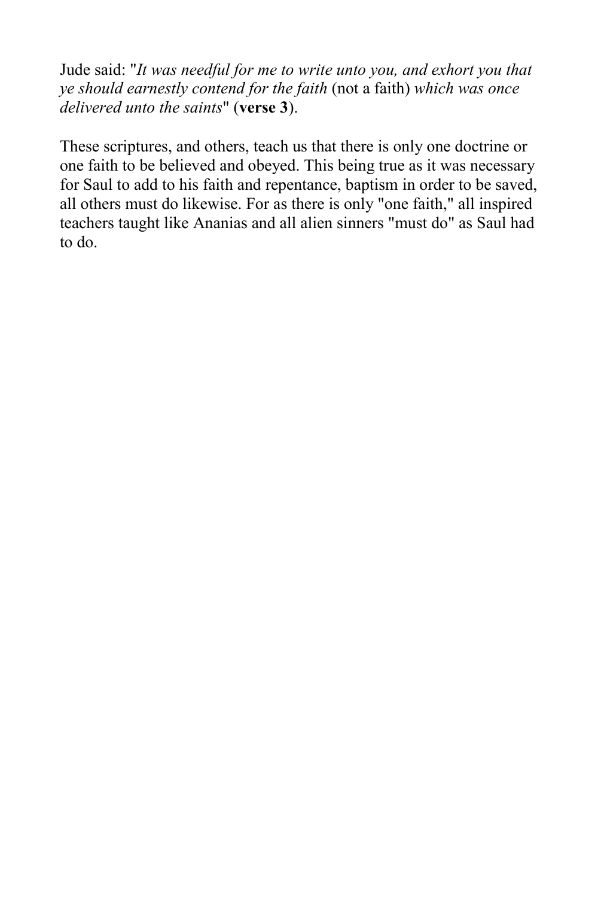Jude said: "*It was needful for me to write unto you, and exhort you that ye should earnestly contend for the faith* (not a faith) *which was once delivered unto the saints*" (**verse 3**).

These scriptures, and others, teach us that there is only one doctrine or one faith to be believed and obeyed. This being true as it was necessary for Saul to add to his faith and repentance, baptism in order to be saved, all others must do likewise. For as there is only "one faith," all inspired teachers taught like Ananias and all alien sinners "must do" as Saul had to do.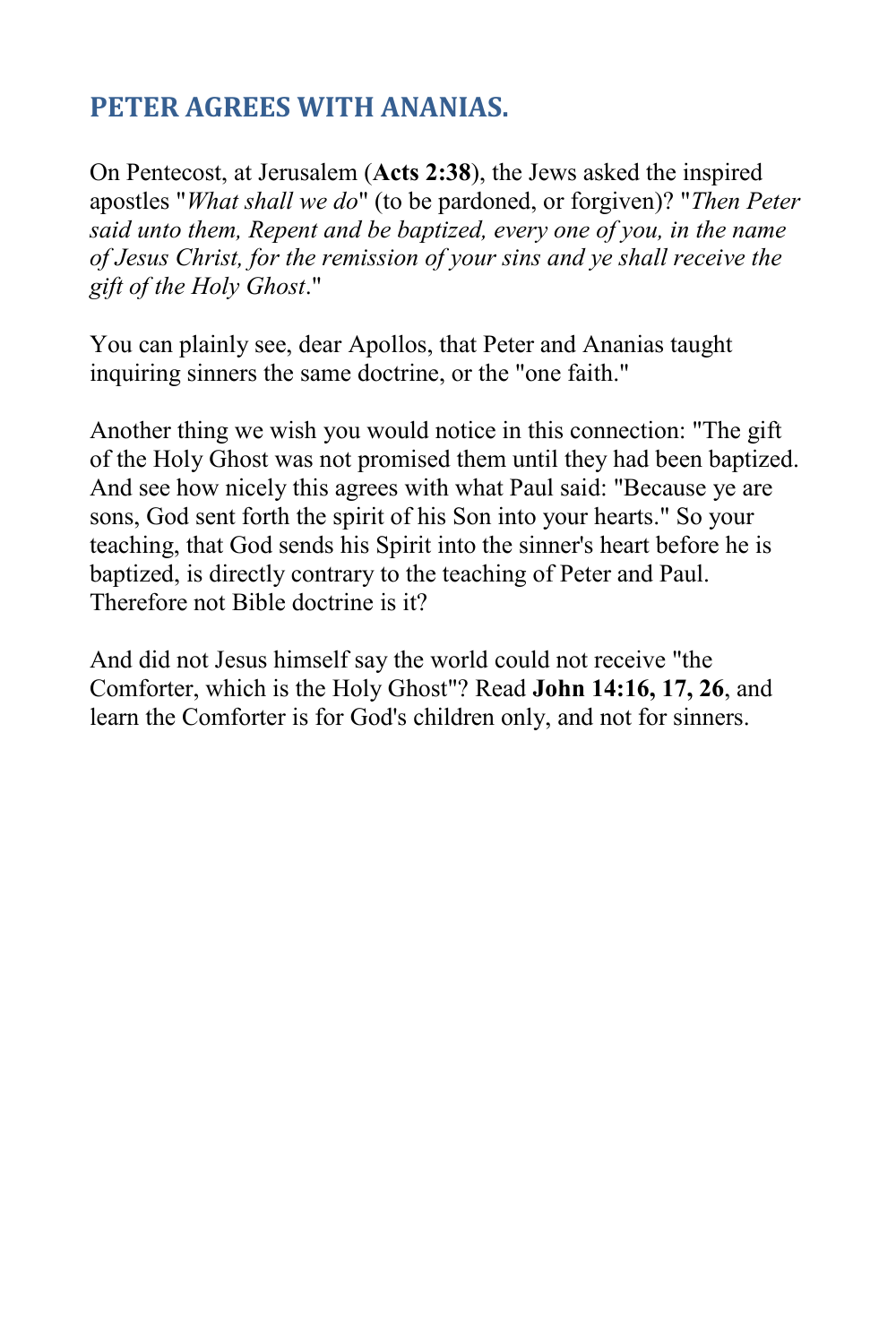## PETER AGREES WITH ANANIAS.

On Pentecost, at Jerusalem (**Acts 2:38**), the Jews asked the inspired apostles "*What shall we do*" (to be pardoned, or forgiven)? "*Then Peter said unto them, Repent and be baptized, every one of you, in the name of Jesus Christ, for the remission of your sins and ye shall receive the gift of the Holy Ghost*."

You can plainly see, dear Apollos, that Peter and Ananias taught inquiring sinners the same doctrine, or the "one faith."

Another thing we wish you would notice in this connection: "The gift of the Holy Ghost was not promised them until they had been baptized. And see how nicely this agrees with what Paul said: "Because ye are sons, God sent forth the spirit of his Son into your hearts." So your teaching, that God sends his Spirit into the sinner's heart before he is baptized, is directly contrary to the teaching of Peter and Paul. Therefore not Bible doctrine is it?

And did not Jesus himself say the world could not receive "the Comforter, which is the Holy Ghost"? Read **John 14:16, 17, 26**, and learn the Comforter is for God's children only, and not for sinners.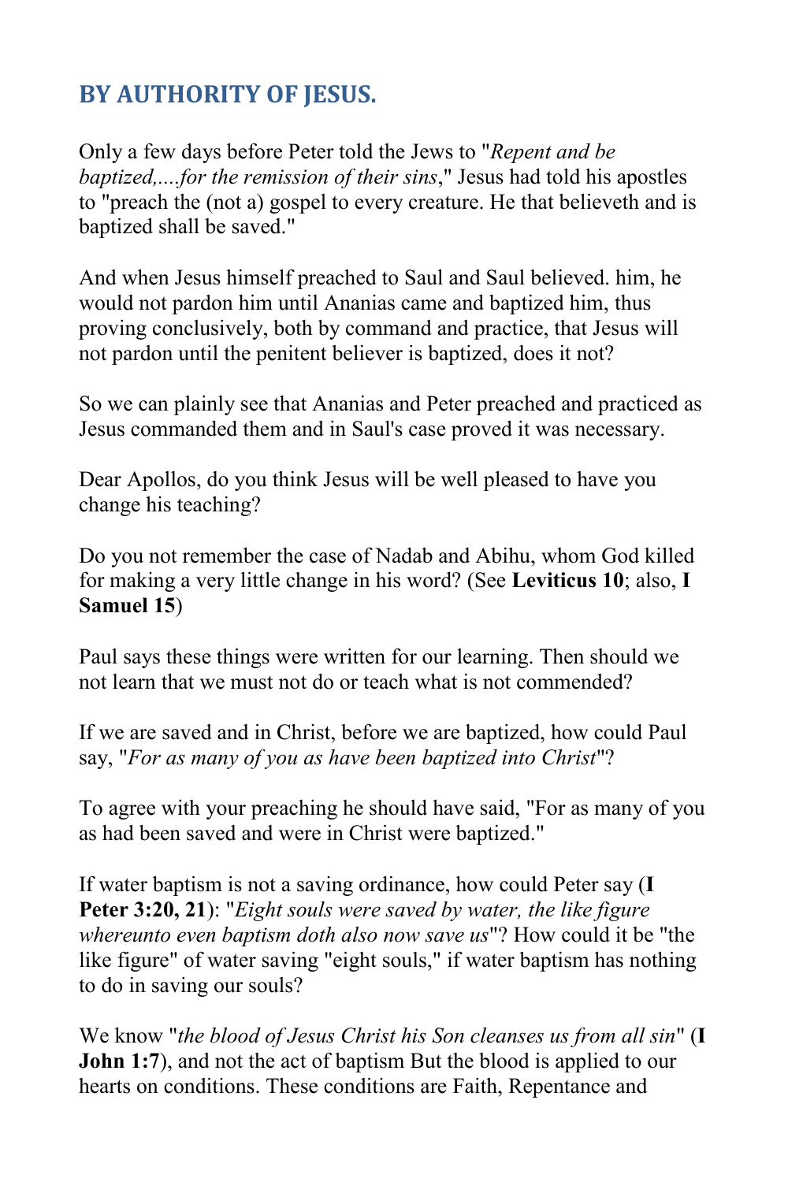## BY AUTHORITY OF JESUS.

Only a few days before Peter told the Jews to "*Repent and be baptized,....for the remission of their sins*," Jesus had told his apostles to "preach the (not a) gospel to every creature. He that believeth and is baptized shall be saved."

And when Jesus himself preached to Saul and Saul believed. him, he would not pardon him until Ananias came and baptized him, thus proving conclusively, both by command and practice, that Jesus will not pardon until the penitent believer is baptized, does it not?

So we can plainly see that Ananias and Peter preached and practiced as Jesus commanded them and in Saul's case proved it was necessary.

Dear Apollos, do you think Jesus will be well pleased to have you change his teaching?

Do you not remember the case of Nadab and Abihu, whom God killed for making a very little change in his word? (See **Leviticus 10**; also, **I Samuel 15**)

Paul says these things were written for our learning. Then should we not learn that we must not do or teach what is not commended?

If we are saved and in Christ, before we are baptized, how could Paul say, "*For as many of you as have been baptized into Christ*"?

To agree with your preaching he should have said, "For as many of you as had been saved and were in Christ were baptized."

If water baptism is not a saving ordinance, how could Peter say (**I Peter 3:20, 21**): "*Eight souls were saved by water, the like figure whereunto even baptism doth also now save us*"? How could it be "the like figure" of water saving "eight souls," if water baptism has nothing to do in saving our souls?

We know "*the blood of Jesus Christ his Son cleanses us from all sin*" (**I John 1:7**), and not the act of baptism But the blood is applied to our hearts on conditions. These conditions are Faith, Repentance and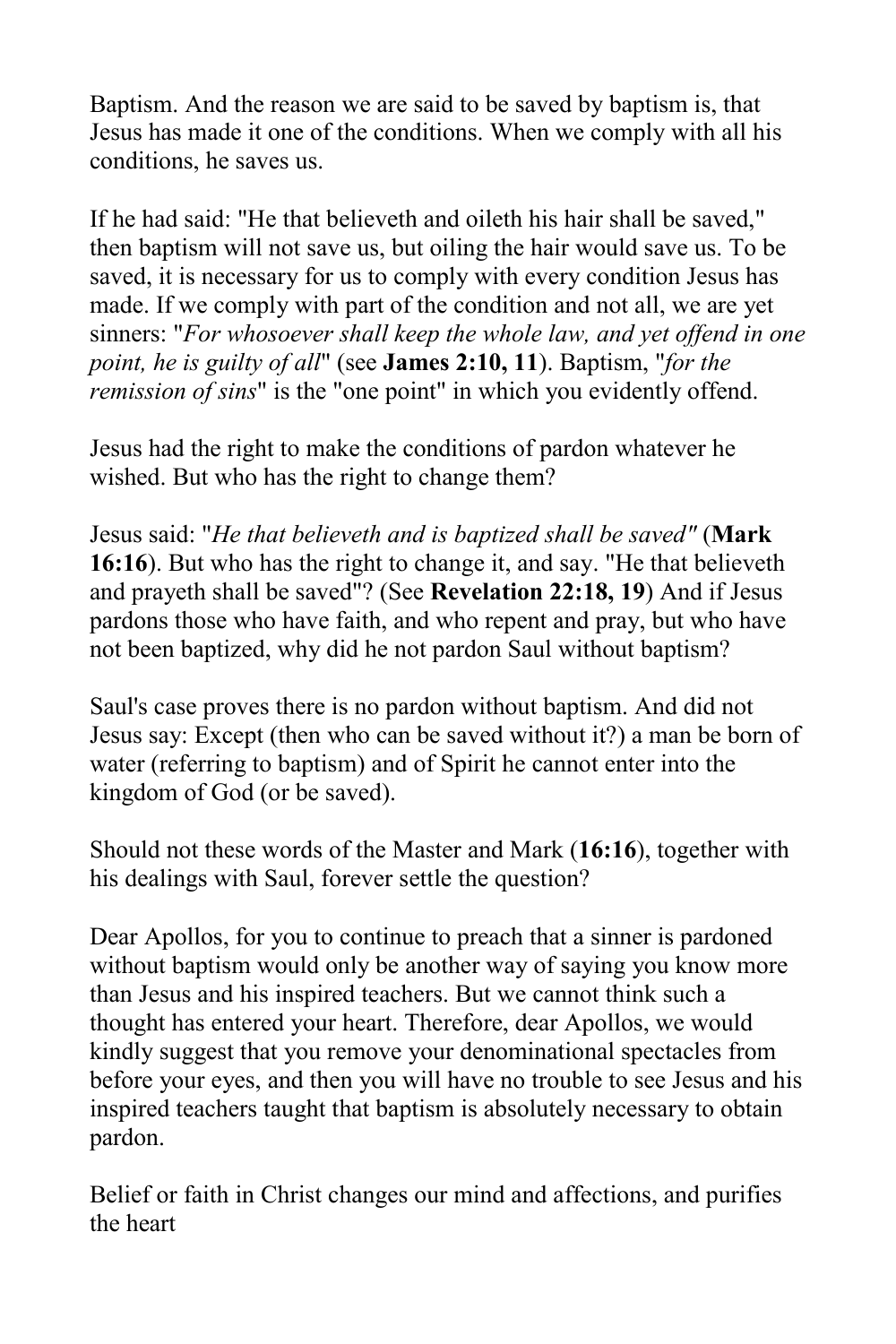Baptism. And the reason we are said to be saved by baptism is, that Jesus has made it one of the conditions. When we comply with all his conditions, he saves us.

If he had said: "He that believeth and oileth his hair shall be saved," then baptism will not save us, but oiling the hair would save us. To be saved, it is necessary for us to comply with every condition Jesus has made. If we comply with part of the condition and not all, we are yet sinners: "*For whosoever shall keep the whole law, and yet offend in one point, he is guilty of all*" (see **James 2:10, 11**). Baptism, "*for the remission of sins*" is the "one point" in which you evidently offend.

Jesus had the right to make the conditions of pardon whatever he wished. But who has the right to change them?

Jesus said: "*He that believeth and is baptized shall be saved"* (**Mark 16:16**). But who has the right to change it, and say. "He that believeth and prayeth shall be saved"? (See **Revelation 22:18, 19**) And if Jesus pardons those who have faith, and who repent and pray, but who have not been baptized, why did he not pardon Saul without baptism?

Saul's case proves there is no pardon without baptism. And did not Jesus say: Except (then who can be saved without it?) a man be born of water (referring to baptism) and of Spirit he cannot enter into the kingdom of God (or be saved).

Should not these words of the Master and Mark (**16:16**), together with his dealings with Saul, forever settle the question?

Dear Apollos, for you to continue to preach that a sinner is pardoned without baptism would only be another way of saying you know more than Jesus and his inspired teachers. But we cannot think such a thought has entered your heart. Therefore, dear Apollos, we would kindly suggest that you remove your denominational spectacles from before your eyes, and then you will have no trouble to see Jesus and his inspired teachers taught that baptism is absolutely necessary to obtain pardon.

Belief or faith in Christ changes our mind and affections, and purifies the heart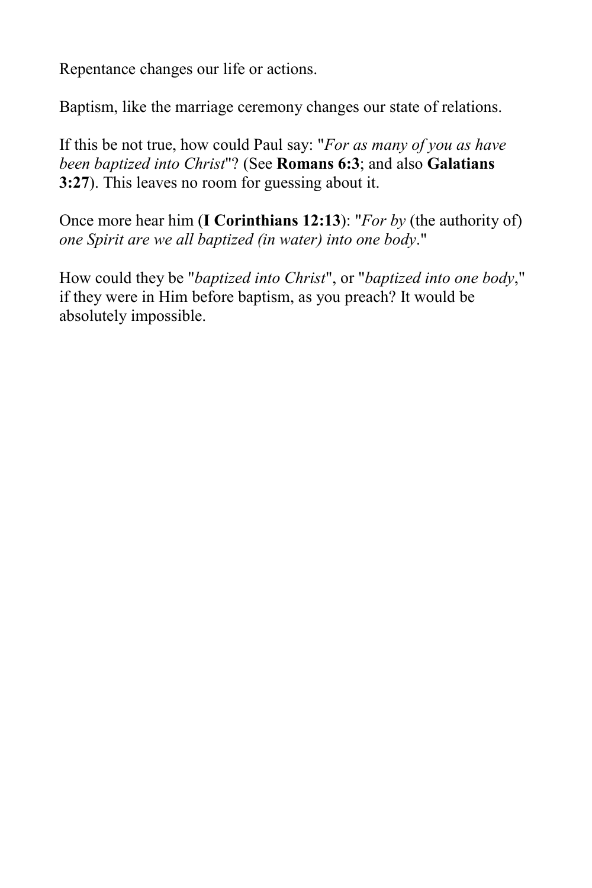Repentance changes our life or actions.

Baptism, like the marriage ceremony changes our state of relations.

If this be not true, how could Paul say: "*For as many of you as have been baptized into Christ*"? (See **Romans 6:3**; and also **Galatians 3:27**). This leaves no room for guessing about it.

Once more hear him (**I Corinthians 12:13**): "*For by* (the authority of) *one Spirit are we all baptized (in water) into one body*."

How could they be "*baptized into Christ*", or "*baptized into one body*," if they were in Him before baptism, as you preach? It would be absolutely impossible.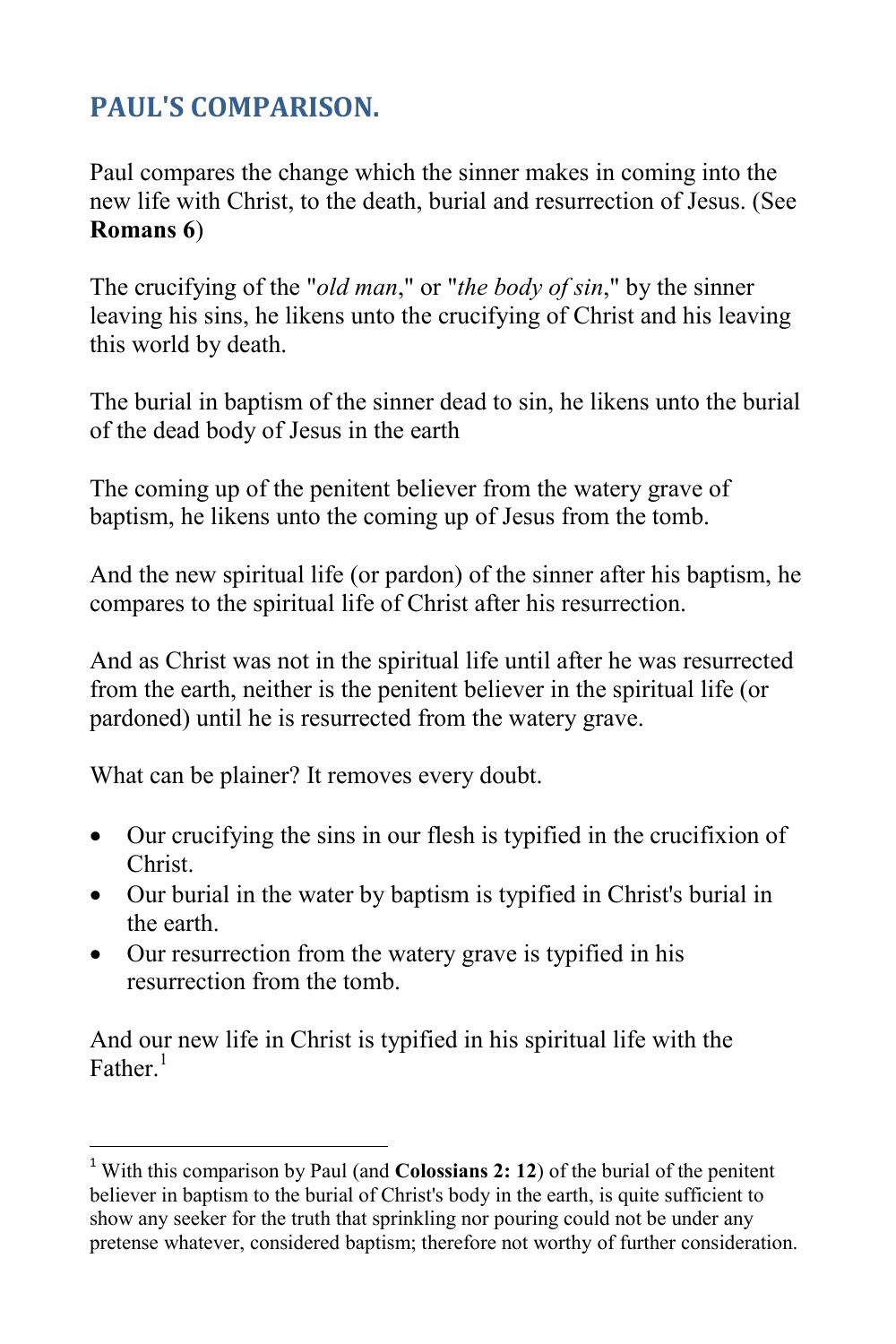## PAUL'S COMPARISON.

Paul compares the change which the sinner makes in coming into the new life with Christ, to the death, burial and resurrection of Jesus. (See **Romans 6**)

The crucifying of the "*old man*," or "*the body of sin*," by the sinner leaving his sins, he likens unto the crucifying of Christ and his leaving this world by death.

The burial in baptism of the sinner dead to sin, he likens unto the burial of the dead body of Jesus in the earth

The coming up of the penitent believer from the watery grave of baptism, he likens unto the coming up of Jesus from the tomb.

And the new spiritual life (or pardon) of the sinner after his baptism, he compares to the spiritual life of Christ after his resurrection.

And as Christ was not in the spiritual life until after he was resurrected from the earth, neither is the penitent believer in the spiritual life (or pardoned) until he is resurrected from the watery grave.

What can be plainer? It removes every doubt.

- Our crucifying the sins in our flesh is typified in the crucifixion of Christ.
- Our burial in the water by baptism is typified in Christ's burial in the earth.
- Our resurrection from the watery grave is typified in his resurrection from the tomb.

And our new life in Christ is typified in his spiritual life with the Father.[1]

---

[1] With this comparison by Paul (and **Colossians 2: 12**) of the burial of the penitent believer in baptism to the burial of Christ's body in the earth, is quite sufficient to show any seeker for the truth that sprinkling nor pouring could not be under any pretense whatever, considered baptism; therefore not worthy of further consideration.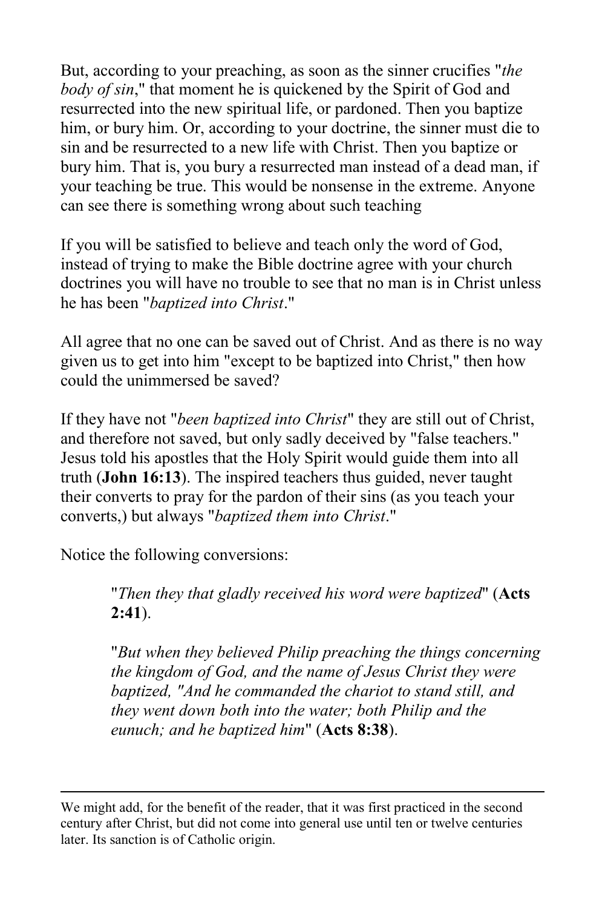But, according to your preaching, as soon as the sinner crucifies "*the body of sin*," that moment he is quickened by the Spirit of God and resurrected into the new spiritual life, or pardoned. Then you baptize him, or bury him. Or, according to your doctrine, the sinner must die to sin and be resurrected to a new life with Christ. Then you baptize or bury him. That is, you bury a resurrected man instead of a dead man, if your teaching be true. This would be nonsense in the extreme. Anyone can see there is something wrong about such teaching

If you will be satisfied to believe and teach only the word of God, instead of trying to make the Bible doctrine agree with your church doctrines you will have no trouble to see that no man is in Christ unless he has been "*baptized into Christ*."

All agree that no one can be saved out of Christ. And as there is no way given us to get into him "except to be baptized into Christ," then how could the unimmersed be saved?

If they have not "*been baptized into Christ*" they are still out of Christ, and therefore not saved, but only sadly deceived by "false teachers." Jesus told his apostles that the Holy Spirit would guide them into all truth (**John 16:13**). The inspired teachers thus guided, never taught their converts to pray for the pardon of their sins (as you teach your converts,) but always "*baptized them into Christ*."

Notice the following conversions:

> "*Then they that gladly received his word were baptized*" (**Acts 2:41**).
>
> "*But when they believed Philip preaching the things concerning the kingdom of God, and the name of Jesus Christ they were baptized, "And he commanded the chariot to stand still, and they went down both into the water; both Philip and the eunuch; and he baptized him*" (**Acts 8:38**).

---

We might add, for the benefit of the reader, that it was first practiced in the second century after Christ, but did not come into general use until ten or twelve centuries later. Its sanction is of Catholic origin.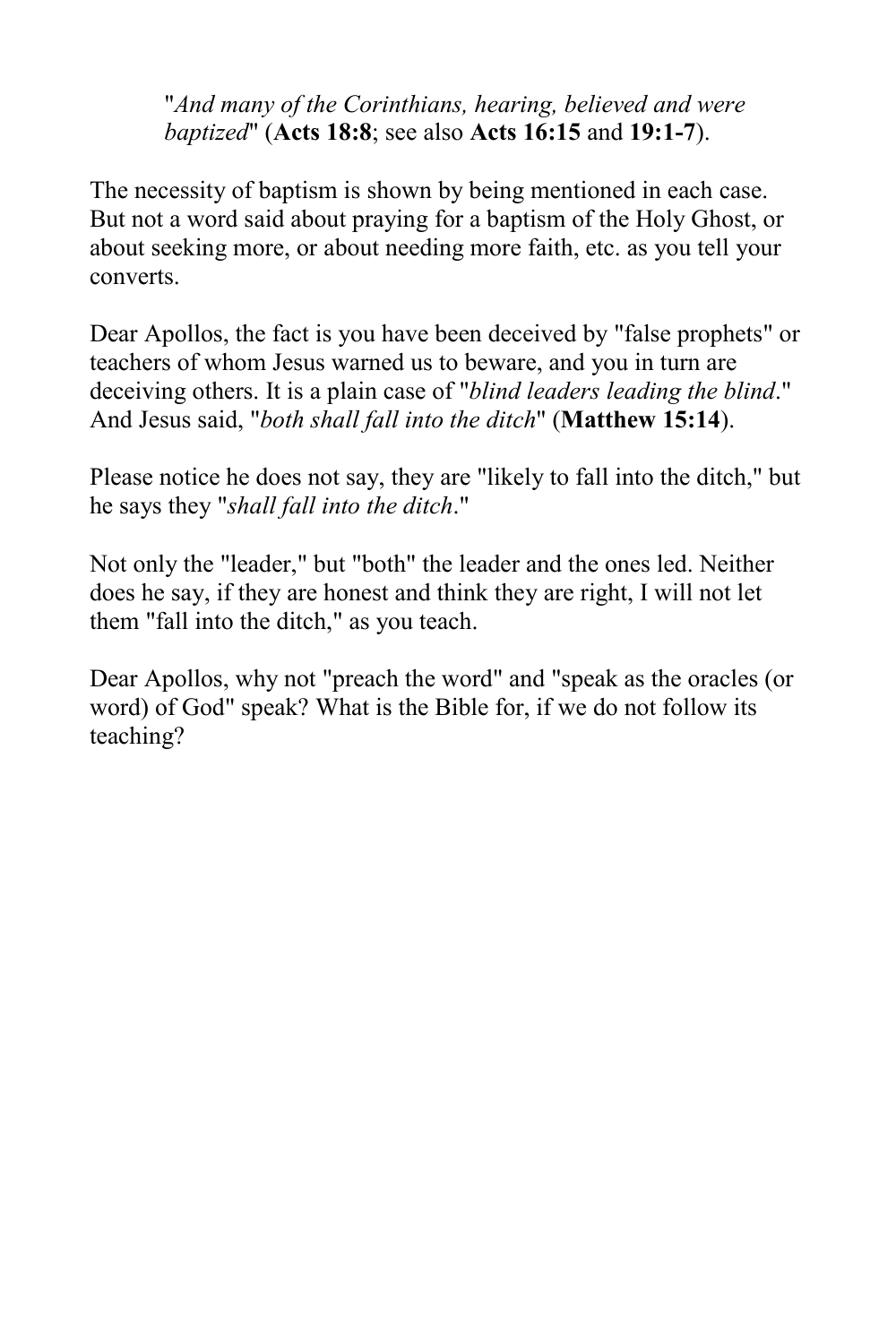> "*And many of the Corinthians, hearing, believed and were baptized*" (**Acts 18:8**; see also **Acts 16:15** and **19:1-7**).

The necessity of baptism is shown by being mentioned in each case. But not a word said about praying for a baptism of the Holy Ghost, or about seeking more, or about needing more faith, etc. as you tell your converts.

Dear Apollos, the fact is you have been deceived by "false prophets" or teachers of whom Jesus warned us to beware, and you in turn are deceiving others. It is a plain case of "*blind leaders leading the blind*." And Jesus said, "*both shall fall into the ditch*" (**Matthew 15:14**).

Please notice he does not say, they are "likely to fall into the ditch," but he says they "*shall fall into the ditch*."

Not only the "leader," but "both" the leader and the ones led. Neither does he say, if they are honest and think they are right, I will not let them "fall into the ditch," as you teach.

Dear Apollos, why not "preach the word" and "speak as the oracles (or word) of God" speak? What is the Bible for, if we do not follow its teaching?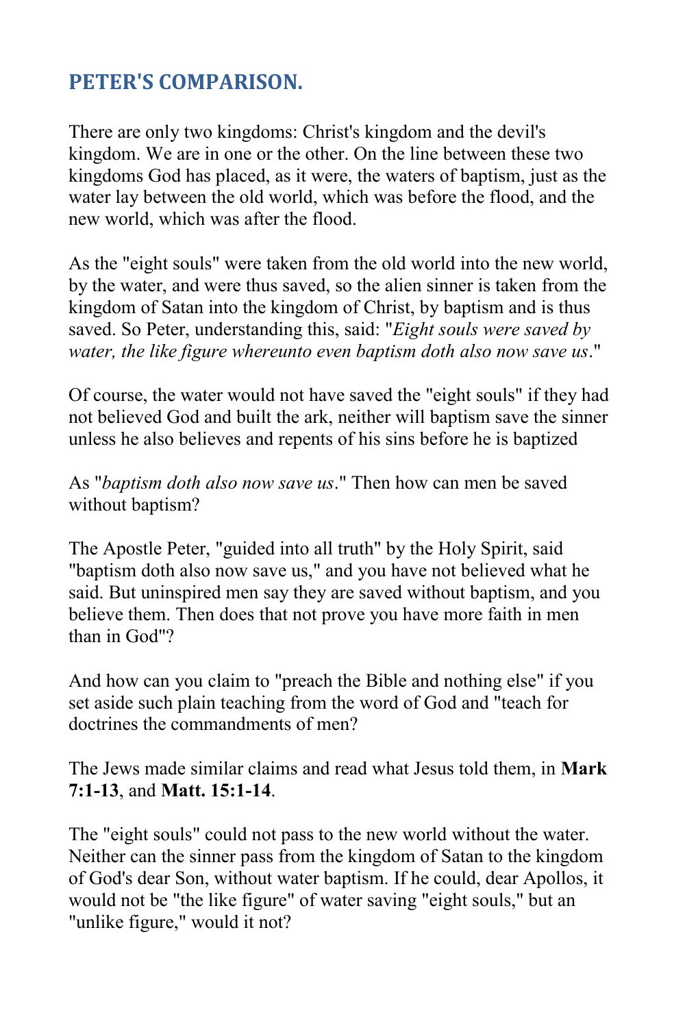## PETER'S COMPARISON.

There are only two kingdoms: Christ's kingdom and the devil's kingdom. We are in one or the other. On the line between these two kingdoms God has placed, as it were, the waters of baptism, just as the water lay between the old world, which was before the flood, and the new world, which was after the flood.

As the "eight souls" were taken from the old world into the new world, by the water, and were thus saved, so the alien sinner is taken from the kingdom of Satan into the kingdom of Christ, by baptism and is thus saved. So Peter, understanding this, said: "*Eight souls were saved by water, the like figure whereunto even baptism doth also now save us*."

Of course, the water would not have saved the "eight souls" if they had not believed God and built the ark, neither will baptism save the sinner unless he also believes and repents of his sins before he is baptized

As "*baptism doth also now save us*." Then how can men be saved without baptism?

The Apostle Peter, "guided into all truth" by the Holy Spirit, said "baptism doth also now save us," and you have not believed what he said. But uninspired men say they are saved without baptism, and you believe them. Then does that not prove you have more faith in men than in God"?

And how can you claim to "preach the Bible and nothing else" if you set aside such plain teaching from the word of God and "teach for doctrines the commandments of men?

The Jews made similar claims and read what Jesus told them, in **Mark 7:1-13**, and **Matt. 15:1-14**.

The "eight souls" could not pass to the new world without the water. Neither can the sinner pass from the kingdom of Satan to the kingdom of God's dear Son, without water baptism. If he could, dear Apollos, it would not be "the like figure" of water saving "eight souls," but an "unlike figure," would it not?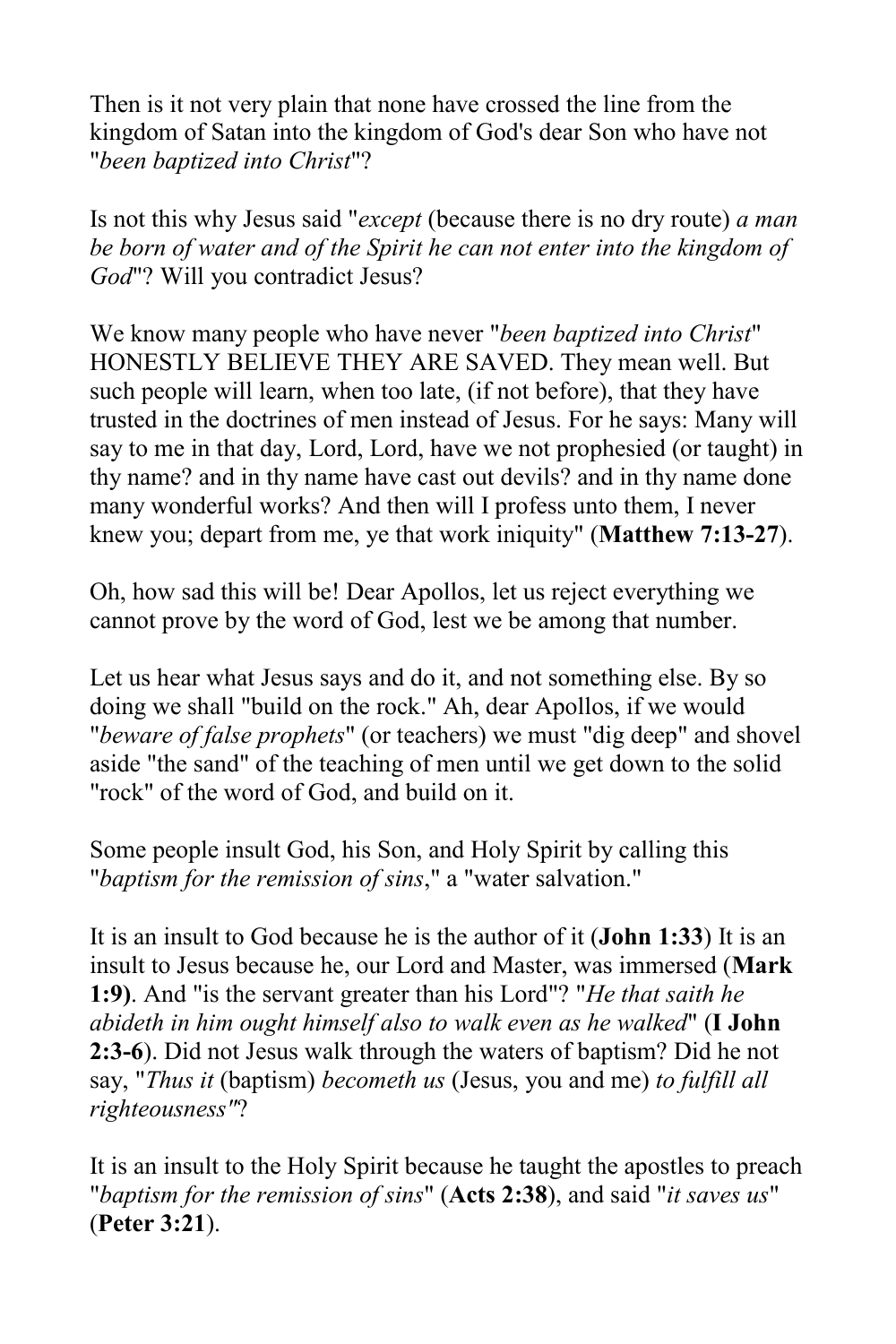Then is it not very plain that none have crossed the line from the kingdom of Satan into the kingdom of God's dear Son who have not "*been baptized into Christ*"?

Is not this why Jesus said "*except* (because there is no dry route) *a man be born of water and of the Spirit he can not enter into the kingdom of God*"? Will you contradict Jesus?

We know many people who have never "*been baptized into Christ*" HONESTLY BELIEVE THEY ARE SAVED. They mean well. But such people will learn, when too late, (if not before), that they have trusted in the doctrines of men instead of Jesus. For he says: Many will say to me in that day, Lord, Lord, have we not prophesied (or taught) in thy name? and in thy name have cast out devils? and in thy name done many wonderful works? And then will I profess unto them, I never knew you; depart from me, ye that work iniquity" (**Matthew 7:13-27**).

Oh, how sad this will be! Dear Apollos, let us reject everything we cannot prove by the word of God, lest we be among that number.

Let us hear what Jesus says and do it, and not something else. By so doing we shall "build on the rock." Ah, dear Apollos, if we would "*beware of false prophets*" (or teachers) we must "dig deep" and shovel aside "the sand" of the teaching of men until we get down to the solid "rock" of the word of God, and build on it.

Some people insult God, his Son, and Holy Spirit by calling this "*baptism for the remission of sins*," a "water salvation."

It is an insult to God because he is the author of it (**John 1:33**) It is an insult to Jesus because he, our Lord and Master, was immersed (**Mark 1:9)**. And "is the servant greater than his Lord"? "*He that saith he abideth in him ought himself also to walk even as he walked*" (**I John 2:3-6**). Did not Jesus walk through the waters of baptism? Did he not say, "*Thus it* (baptism) *becometh us* (Jesus, you and me) *to fulfill all righteousness"*?

It is an insult to the Holy Spirit because he taught the apostles to preach "*baptism for the remission of sins*" (**Acts 2:38**), and said "*it saves us*" (**Peter 3:21**).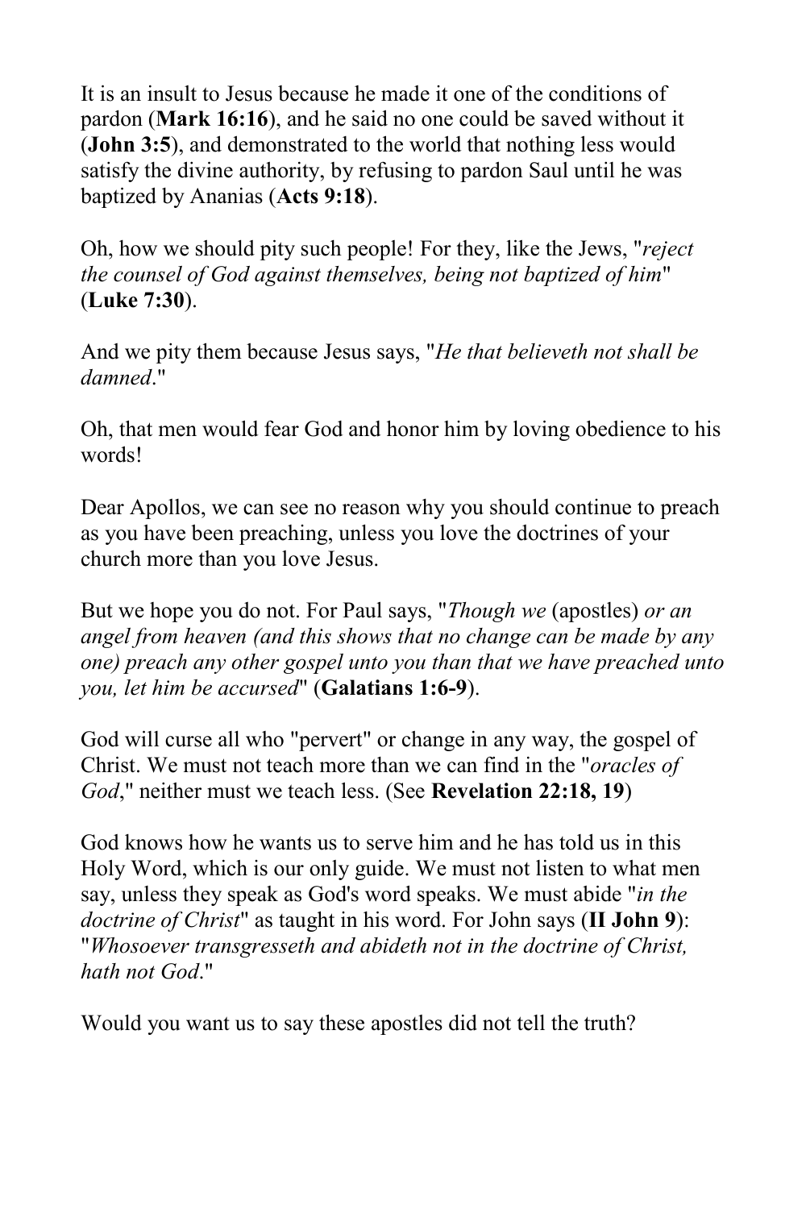It is an insult to Jesus because he made it one of the conditions of pardon (**Mark 16:16**), and he said no one could be saved without it (**John 3:5**), and demonstrated to the world that nothing less would satisfy the divine authority, by refusing to pardon Saul until he was baptized by Ananias (**Acts 9:18**).

Oh, how we should pity such people! For they, like the Jews, "*reject the counsel of God against themselves, being not baptized of him*" (**Luke 7:30**).

And we pity them because Jesus says, "*He that believeth not shall be damned*."

Oh, that men would fear God and honor him by loving obedience to his words!

Dear Apollos, we can see no reason why you should continue to preach as you have been preaching, unless you love the doctrines of your church more than you love Jesus.

But we hope you do not. For Paul says, "*Though we* (apostles) *or an angel from heaven (and this shows that no change can be made by any one) preach any other gospel unto you than that we have preached unto you, let him be accursed*" (**Galatians 1:6-9**).

God will curse all who "pervert" or change in any way, the gospel of Christ. We must not teach more than we can find in the "*oracles of God*," neither must we teach less. (See **Revelation 22:18, 19**)

God knows how he wants us to serve him and he has told us in this Holy Word, which is our only guide. We must not listen to what men say, unless they speak as God's word speaks. We must abide "*in the doctrine of Christ*" as taught in his word. For John says (**II John 9**): "*Whosoever transgresseth and abideth not in the doctrine of Christ, hath not God*."

Would you want us to say these apostles did not tell the truth?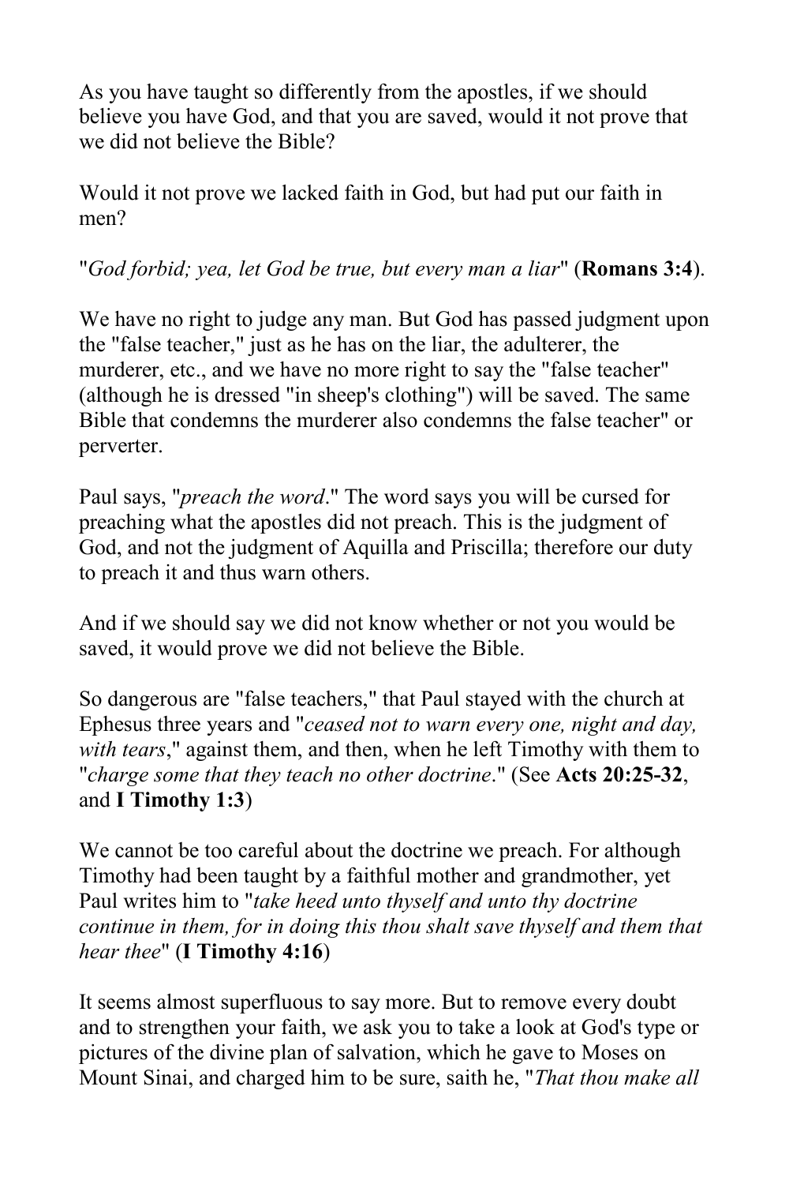As you have taught so differently from the apostles, if we should believe you have God, and that you are saved, would it not prove that we did not believe the Bible?

Would it not prove we lacked faith in God, but had put our faith in men?

"*God forbid; yea, let God be true, but every man a liar*" (**Romans 3:4**).

We have no right to judge any man. But God has passed judgment upon the "false teacher," just as he has on the liar, the adulterer, the murderer, etc., and we have no more right to say the "false teacher" (although he is dressed "in sheep's clothing") will be saved. The same Bible that condemns the murderer also condemns the false teacher" or perverter.

Paul says, "*preach the word*." The word says you will be cursed for preaching what the apostles did not preach. This is the judgment of God, and not the judgment of Aquilla and Priscilla; therefore our duty to preach it and thus warn others.

And if we should say we did not know whether or not you would be saved, it would prove we did not believe the Bible.

So dangerous are "false teachers," that Paul stayed with the church at Ephesus three years and "*ceased not to warn every one, night and day, with tears*," against them, and then, when he left Timothy with them to "*charge some that they teach no other doctrine*." (See **Acts 20:25-32**, and **I Timothy 1:3**)

We cannot be too careful about the doctrine we preach. For although Timothy had been taught by a faithful mother and grandmother, yet Paul writes him to "*take heed unto thyself and unto thy doctrine continue in them, for in doing this thou shalt save thyself and them that hear thee*" (**I Timothy 4:16**)

It seems almost superfluous to say more. But to remove every doubt and to strengthen your faith, we ask you to take a look at God's type or pictures of the divine plan of salvation, which he gave to Moses on Mount Sinai, and charged him to be sure, saith he, "*That thou make all*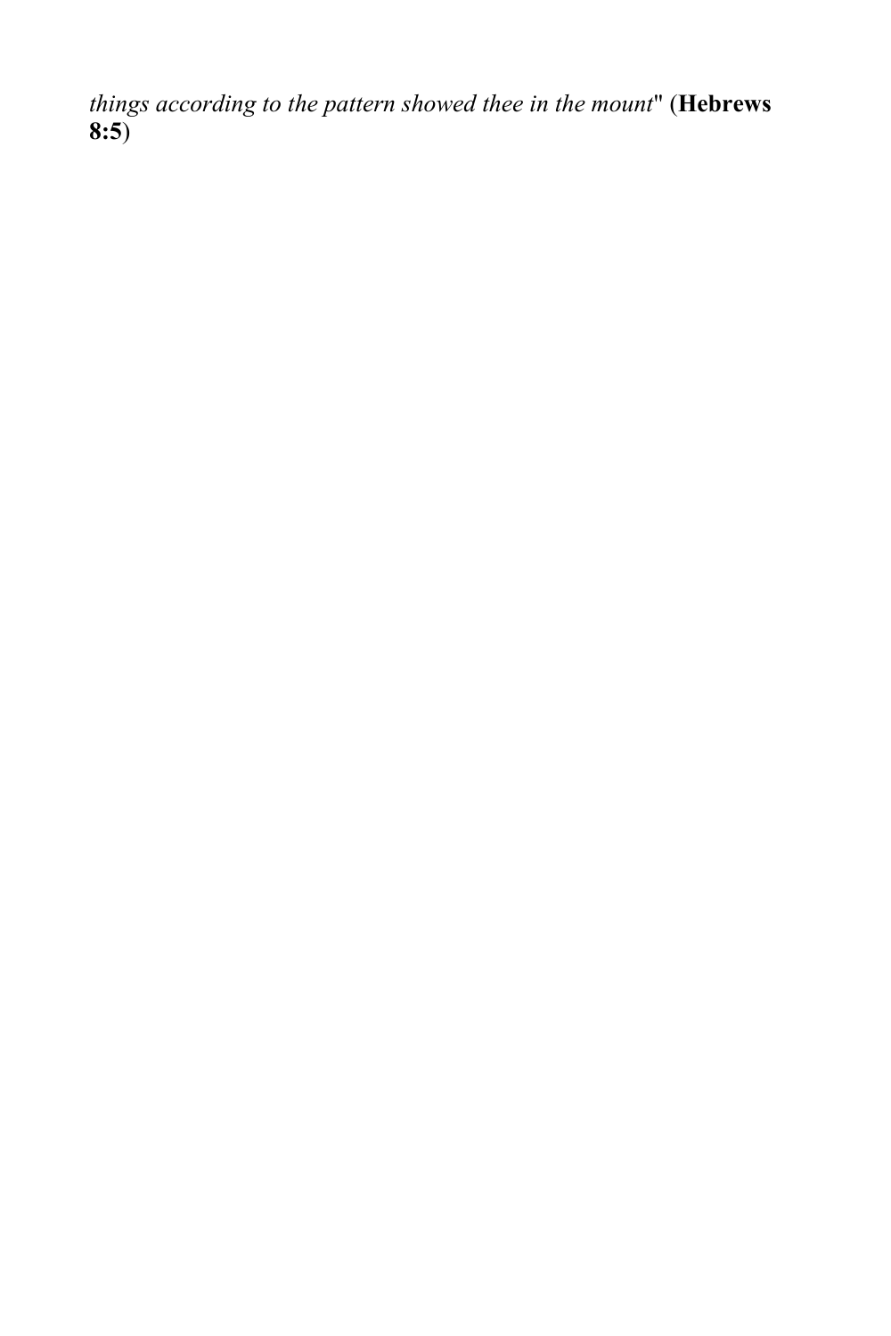*things according to the pattern showed thee in the mount*" (**Hebrews 8:5**)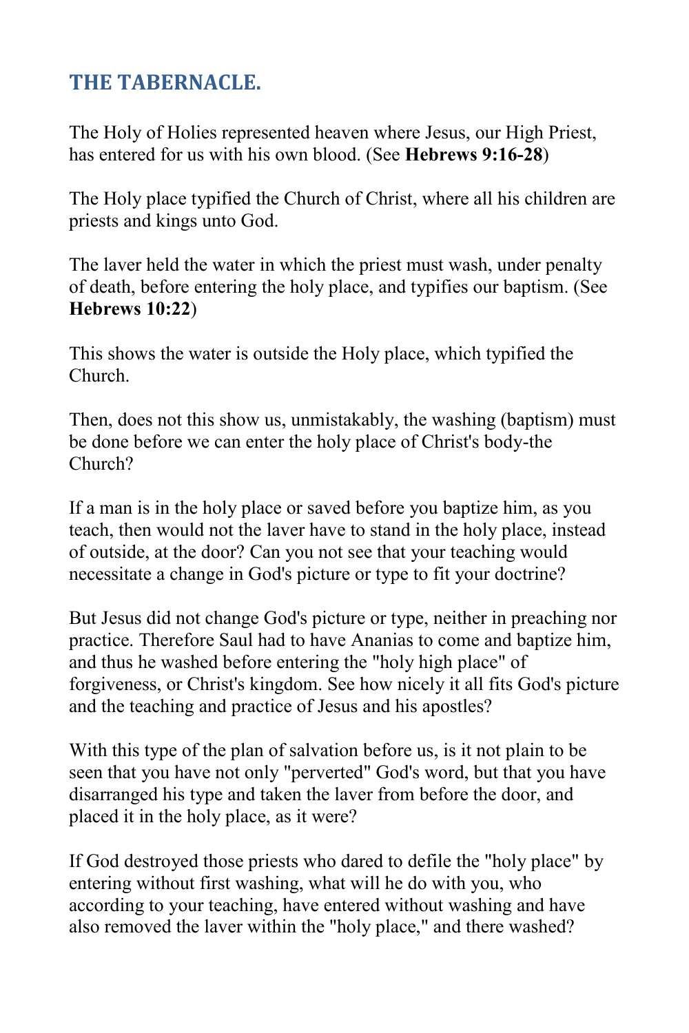## THE TABERNACLE.

The Holy of Holies represented heaven where Jesus, our High Priest, has entered for us with his own blood. (See **Hebrews 9:16-28**)

The Holy place typified the Church of Christ, where all his children are priests and kings unto God.

The laver held the water in which the priest must wash, under penalty of death, before entering the holy place, and typifies our baptism. (See **Hebrews 10:22**)

This shows the water is outside the Holy place, which typified the Church.

Then, does not this show us, unmistakably, the washing (baptism) must be done before we can enter the holy place of Christ's body-the Church?

If a man is in the holy place or saved before you baptize him, as you teach, then would not the laver have to stand in the holy place, instead of outside, at the door? Can you not see that your teaching would necessitate a change in God's picture or type to fit your doctrine?

But Jesus did not change God's picture or type, neither in preaching nor practice. Therefore Saul had to have Ananias to come and baptize him, and thus he washed before entering the "holy high place" of forgiveness, or Christ's kingdom. See how nicely it all fits God's picture and the teaching and practice of Jesus and his apostles?

With this type of the plan of salvation before us, is it not plain to be seen that you have not only "perverted" God's word, but that you have disarranged his type and taken the laver from before the door, and placed it in the holy place, as it were?

If God destroyed those priests who dared to defile the "holy place" by entering without first washing, what will he do with you, who according to your teaching, have entered without washing and have also removed the laver within the "holy place," and there washed?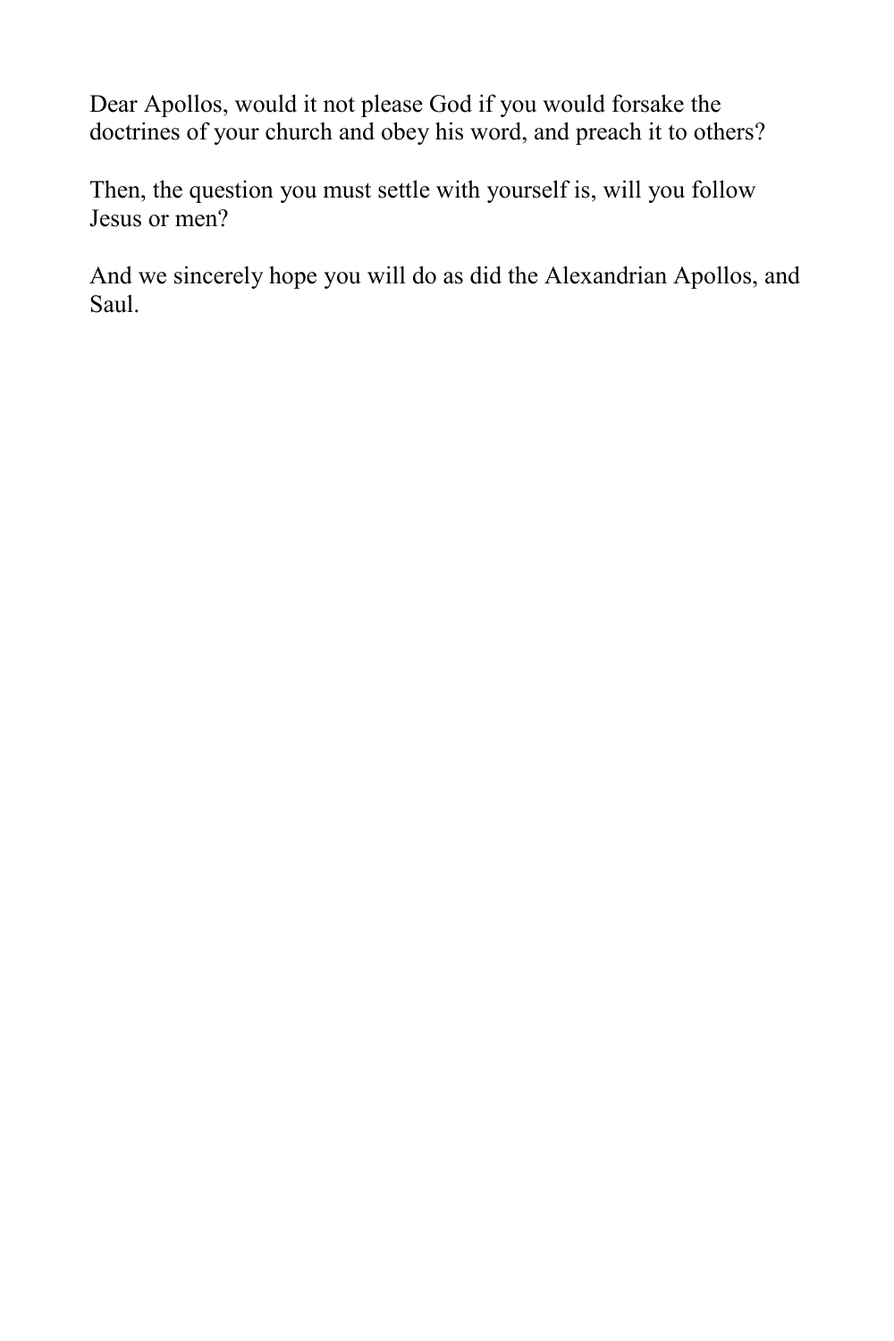Dear Apollos, would it not please God if you would forsake the doctrines of your church and obey his word, and preach it to others?

Then, the question you must settle with yourself is, will you follow Jesus or men?

And we sincerely hope you will do as did the Alexandrian Apollos, and Saul.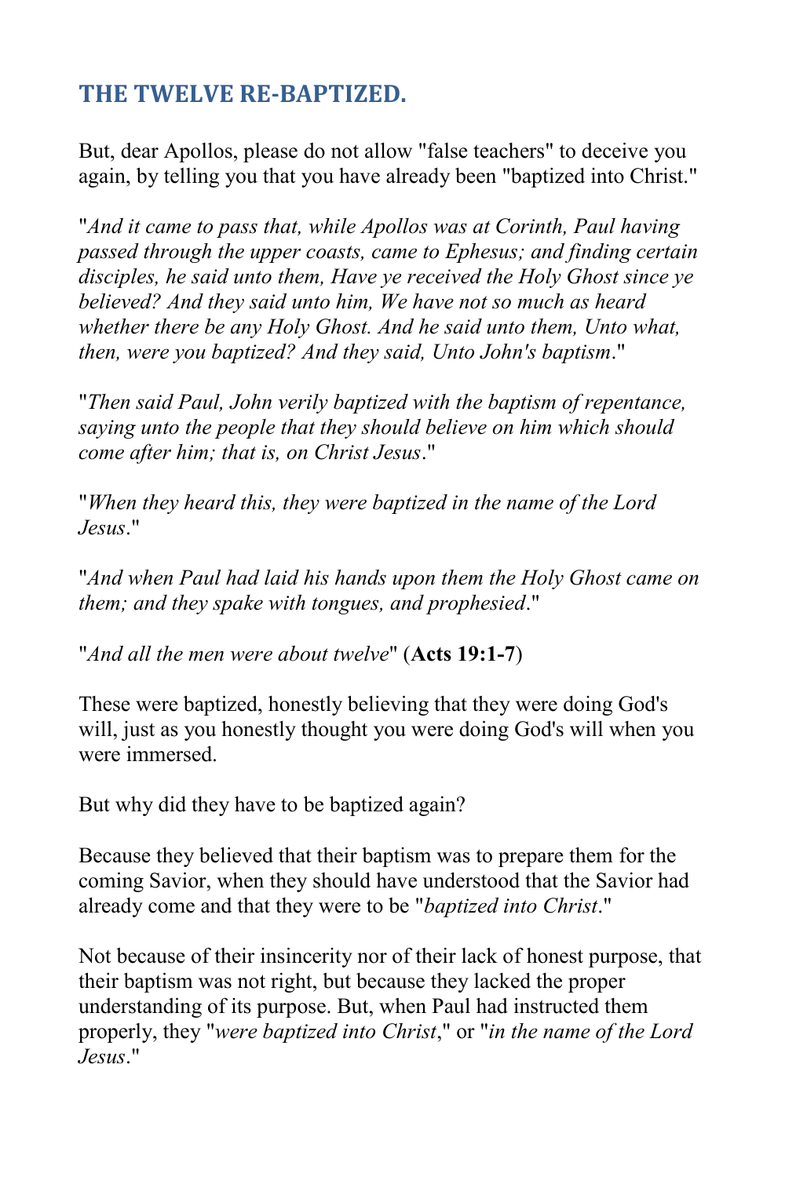## THE TWELVE RE-BAPTIZED.

But, dear Apollos, please do not allow "false teachers" to deceive you again, by telling you that you have already been "baptized into Christ."

"*And it came to pass that, while Apollos was at Corinth, Paul having passed through the upper coasts, came to Ephesus; and finding certain disciples, he said unto them, Have ye received the Holy Ghost since ye believed? And they said unto him, We have not so much as heard whether there be any Holy Ghost. And he said unto them, Unto what, then, were you baptized? And they said, Unto John's baptism*."

"*Then said Paul, John verily baptized with the baptism of repentance, saying unto the people that they should believe on him which should come after him; that is, on Christ Jesus*."

"*When they heard this, they were baptized in the name of the Lord Jesus*."

"*And when Paul had laid his hands upon them the Holy Ghost came on them; and they spake with tongues, and prophesied*."

"*And all the men were about twelve*" (**Acts 19:1-7**)

These were baptized, honestly believing that they were doing God's will, just as you honestly thought you were doing God's will when you were immersed.

But why did they have to be baptized again?

Because they believed that their baptism was to prepare them for the coming Savior, when they should have understood that the Savior had already come and that they were to be "*baptized into Christ*."

Not because of their insincerity nor of their lack of honest purpose, that their baptism was not right, but because they lacked the proper understanding of its purpose. But, when Paul had instructed them properly, they "*were baptized into Christ*," or "*in the name of the Lord Jesus*."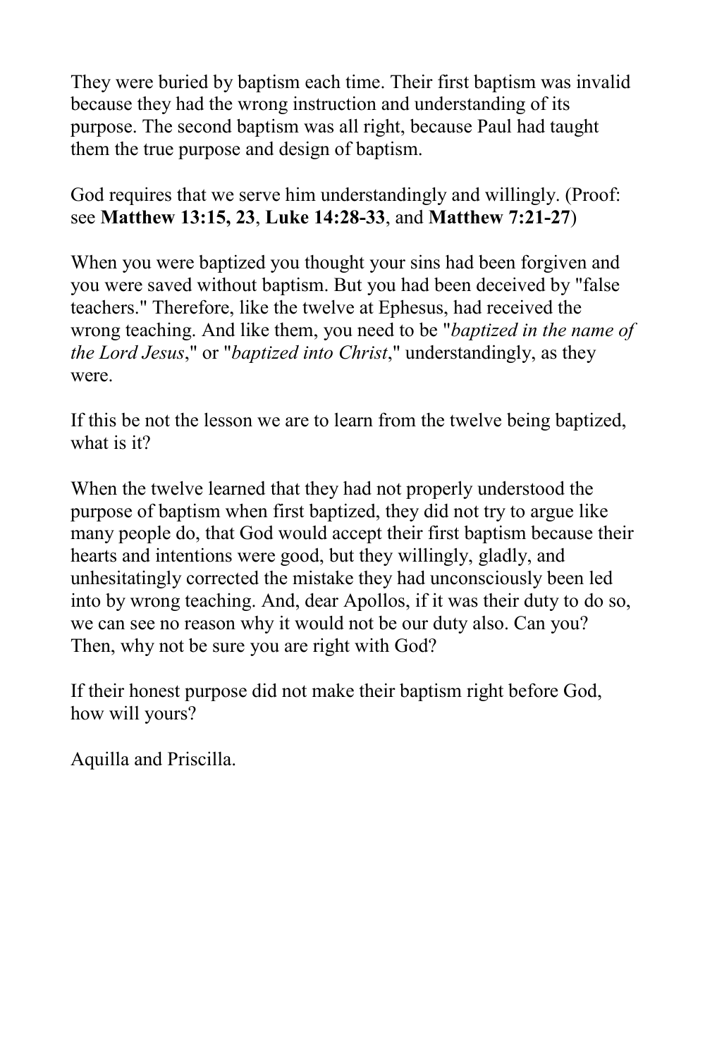They were buried by baptism each time. Their first baptism was invalid because they had the wrong instruction and understanding of its purpose. The second baptism was all right, because Paul had taught them the true purpose and design of baptism.

God requires that we serve him understandingly and willingly. (Proof: see **Matthew 13:15, 23**, **Luke 14:28-33**, and **Matthew 7:21-27**)

When you were baptized you thought your sins had been forgiven and you were saved without baptism. But you had been deceived by "false teachers." Therefore, like the twelve at Ephesus, had received the wrong teaching. And like them, you need to be "*baptized in the name of the Lord Jesus*," or "*baptized into Christ*," understandingly, as they were.

If this be not the lesson we are to learn from the twelve being baptized, what is it?

When the twelve learned that they had not properly understood the purpose of baptism when first baptized, they did not try to argue like many people do, that God would accept their first baptism because their hearts and intentions were good, but they willingly, gladly, and unhesitatingly corrected the mistake they had unconsciously been led into by wrong teaching. And, dear Apollos, if it was their duty to do so, we can see no reason why it would not be our duty also. Can you? Then, why not be sure you are right with God?

If their honest purpose did not make their baptism right before God, how will yours?

Aquilla and Priscilla.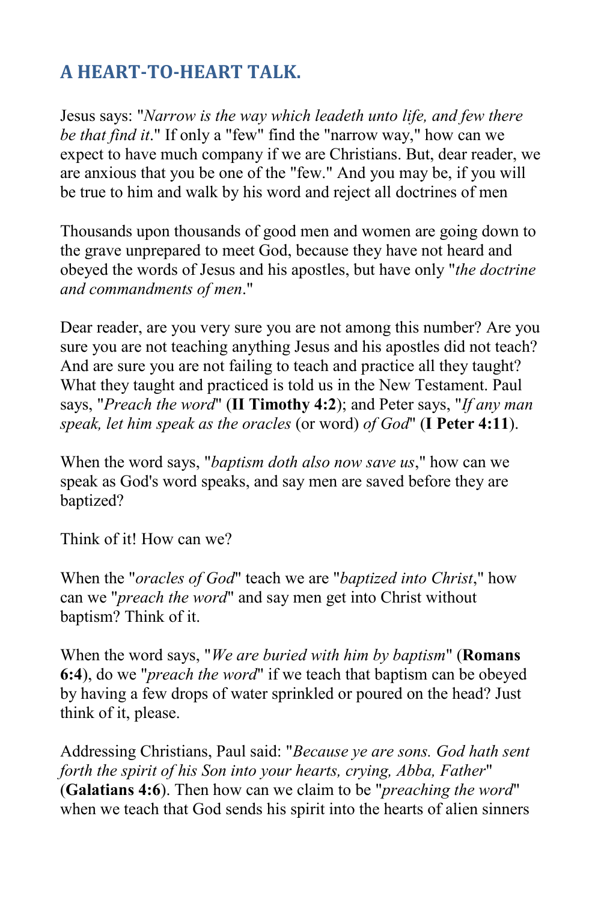## A HEART-TO-HEART TALK.

Jesus says: "*Narrow is the way which leadeth unto life, and few there be that find it*." If only a "few" find the "narrow way," how can we expect to have much company if we are Christians. But, dear reader, we are anxious that you be one of the "few." And you may be, if you will be true to him and walk by his word and reject all doctrines of men

Thousands upon thousands of good men and women are going down to the grave unprepared to meet God, because they have not heard and obeyed the words of Jesus and his apostles, but have only "*the doctrine and commandments of men*."

Dear reader, are you very sure you are not among this number? Are you sure you are not teaching anything Jesus and his apostles did not teach? And are sure you are not failing to teach and practice all they taught? What they taught and practiced is told us in the New Testament. Paul says, "*Preach the word*" (**II Timothy 4:2**); and Peter says, "*If any man speak, let him speak as the oracles* (or word) *of God*" (**I Peter 4:11**).

When the word says, "*baptism doth also now save us*," how can we speak as God's word speaks, and say men are saved before they are baptized?

Think of it! How can we?

When the "*oracles of God*" teach we are "*baptized into Christ*," how can we "*preach the word*" and say men get into Christ without baptism? Think of it.

When the word says, "*We are buried with him by baptism*" (**Romans 6:4**), do we "*preach the word*" if we teach that baptism can be obeyed by having a few drops of water sprinkled or poured on the head? Just think of it, please.

Addressing Christians, Paul said: "*Because ye are sons. God hath sent forth the spirit of his Son into your hearts, crying, Abba, Father*" (**Galatians 4:6**). Then how can we claim to be "*preaching the word*" when we teach that God sends his spirit into the hearts of alien sinners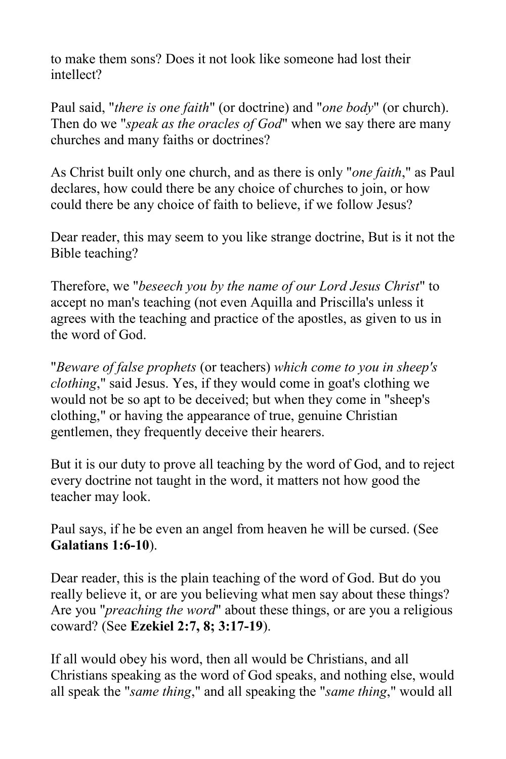to make them sons? Does it not look like someone had lost their intellect?

Paul said, "*there is one faith*" (or doctrine) and "*one body*" (or church). Then do we "*speak as the oracles of God*" when we say there are many churches and many faiths or doctrines?

As Christ built only one church, and as there is only "*one faith*," as Paul declares, how could there be any choice of churches to join, or how could there be any choice of faith to believe, if we follow Jesus?

Dear reader, this may seem to you like strange doctrine, But is it not the Bible teaching?

Therefore, we "*beseech you by the name of our Lord Jesus Christ*" to accept no man's teaching (not even Aquilla and Priscilla's unless it agrees with the teaching and practice of the apostles, as given to us in the word of God.

"*Beware of false prophets* (or teachers) *which come to you in sheep's clothing*," said Jesus. Yes, if they would come in goat's clothing we would not be so apt to be deceived; but when they come in "sheep's clothing," or having the appearance of true, genuine Christian gentlemen, they frequently deceive their hearers.

But it is our duty to prove all teaching by the word of God, and to reject every doctrine not taught in the word, it matters not how good the teacher may look.

Paul says, if he be even an angel from heaven he will be cursed. (See **Galatians 1:6-10**).

Dear reader, this is the plain teaching of the word of God. But do you really believe it, or are you believing what men say about these things? Are you "*preaching the word*" about these things, or are you a religious coward? (See **Ezekiel 2:7, 8; 3:17-19**).

If all would obey his word, then all would be Christians, and all Christians speaking as the word of God speaks, and nothing else, would all speak the "*same thing*," and all speaking the "*same thing*," would all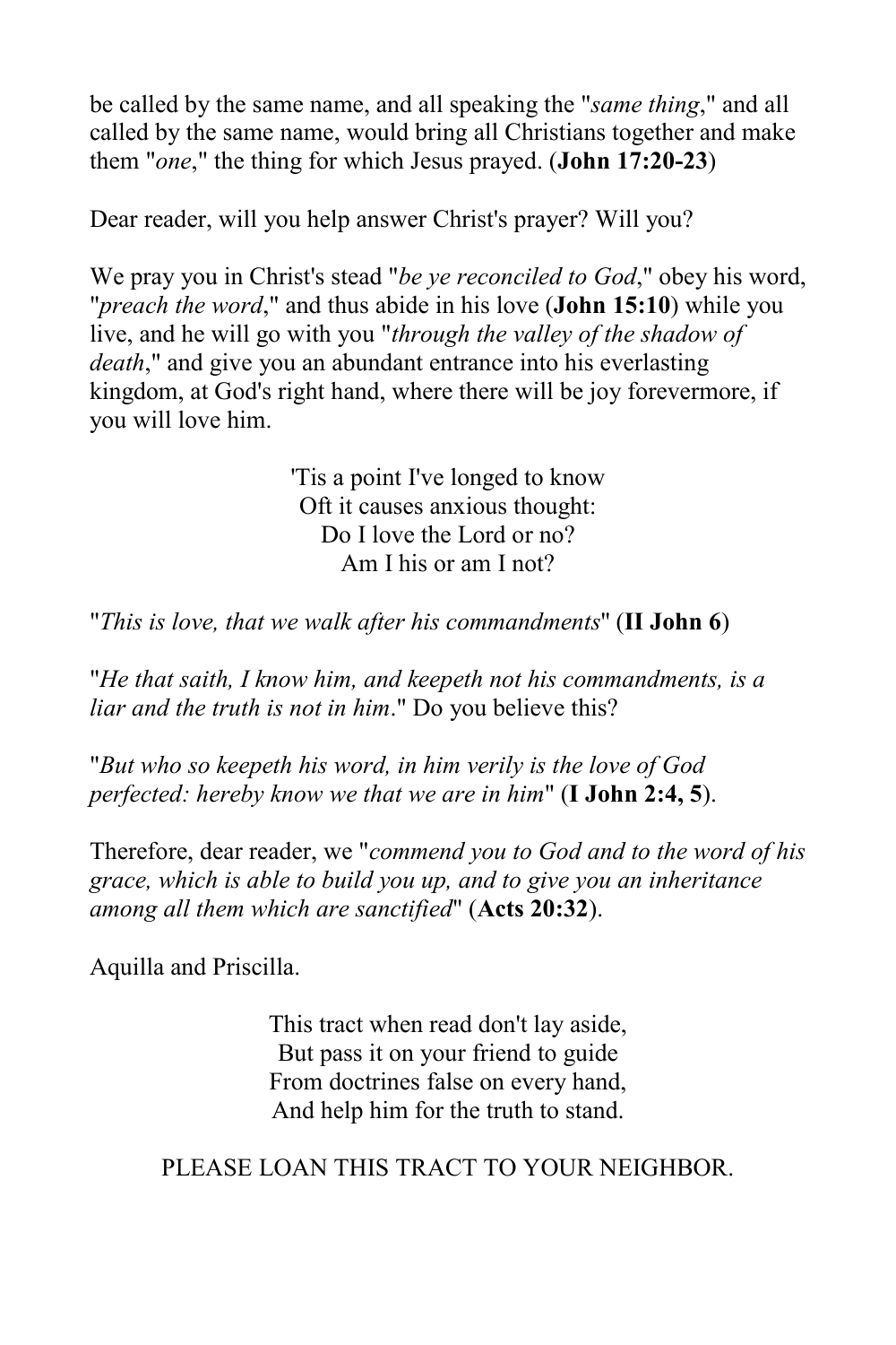be called by the same name, and all speaking the "*same thing*," and all called by the same name, would bring all Christians together and make them "*one*," the thing for which Jesus prayed. (**John 17:20-23**)

Dear reader, will you help answer Christ's prayer? Will you?

We pray you in Christ's stead "*be ye reconciled to God*," obey his word, "*preach the word*," and thus abide in his love (**John 15:10**) while you live, and he will go with you "*through the valley of the shadow of death*," and give you an abundant entrance into his everlasting kingdom, at God's right hand, where there will be joy forevermore, if you will love him.

'Tis a point I've longed to know  
Oft it causes anxious thought:  
Do I love the Lord or no?  
Am I his or am I not?

"*This is love, that we walk after his commandments*" (**II John 6**)

"*He that saith, I know him, and keepeth not his commandments, is a liar and the truth is not in him*." Do you believe this?

"*But who so keepeth his word, in him verily is the love of God perfected: hereby know we that we are in him*" (**I John 2:4, 5**).

Therefore, dear reader, we "*commend you to God and to the word of his grace, which is able to build you up, and to give you an inheritance among all them which are sanctified*" (**Acts 20:32**).

Aquilla and Priscilla.

This tract when read don't lay aside,  
But pass it on your friend to guide  
From doctrines false on every hand,  
And help him for the truth to stand.

PLEASE LOAN THIS TRACT TO YOUR NEIGHBOR.